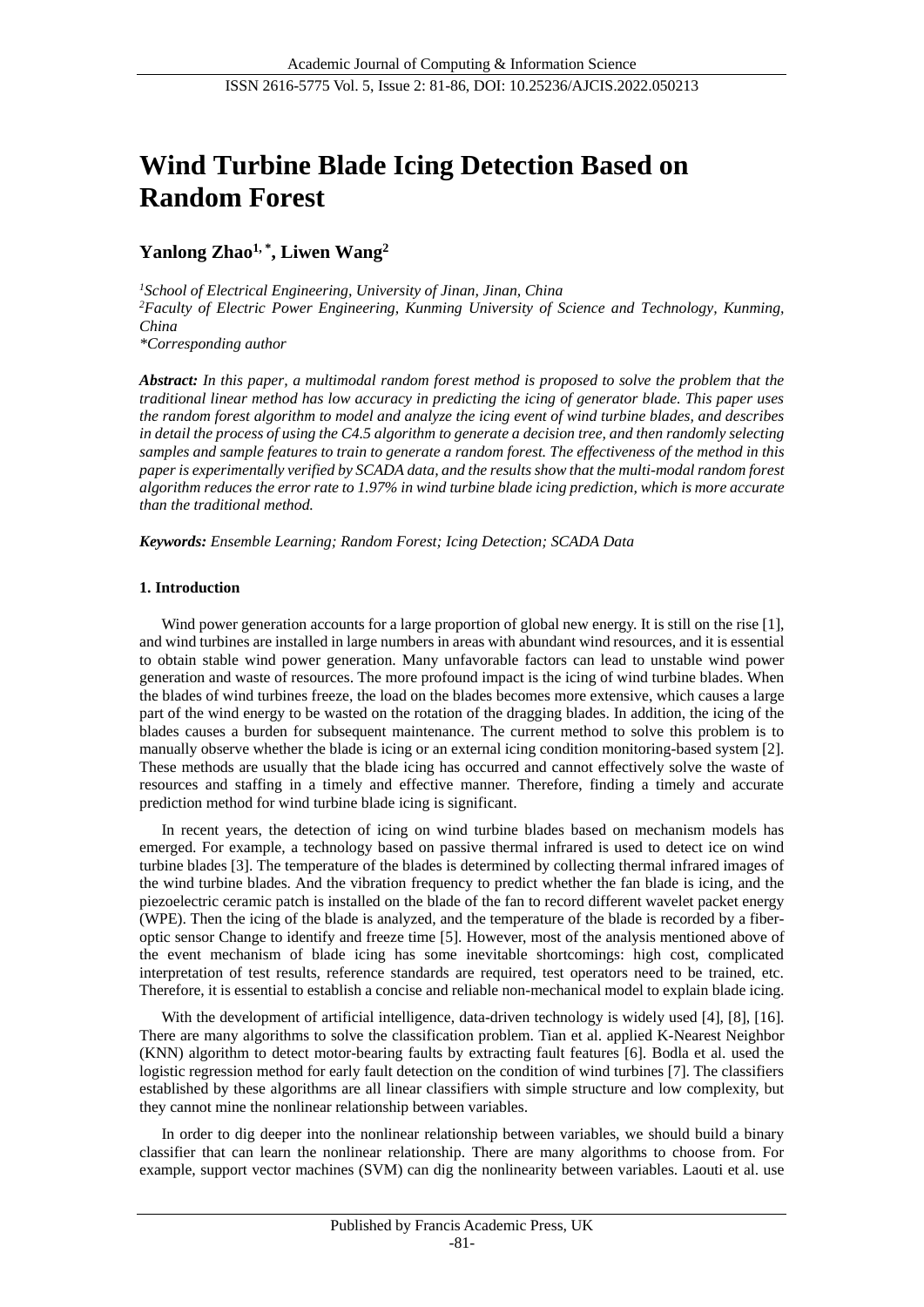# Wind Turbine Blade Icing Detection Based on Random Forest

## Yanlong Zhao[1,*], Liwen Wang[2]

*[1]School of Electrical Engineering, University of Jinan, Jinan, China*
*[2]Faculty of Electric Power Engineering, Kunming University of Science and Technology, Kunming, China*
*\*Corresponding author*

***Abstract:*** *In this paper, a multimodal random forest method is proposed to solve the problem that the traditional linear method has low accuracy in predicting the icing of generator blade. This paper uses the random forest algorithm to model and analyze the icing event of wind turbine blades, and describes in detail the process of using the C4.5 algorithm to generate a decision tree, and then randomly selecting samples and sample features to train to generate a random forest. The effectiveness of the method in this paper is experimentally verified by SCADA data, and the results show that the multi-modal random forest algorithm reduces the error rate to 1.97% in wind turbine blade icing prediction, which is more accurate than the traditional method.*

***Keywords:*** *Ensemble Learning; Random Forest; Icing Detection; SCADA Data*

### 1. Introduction

Wind power generation accounts for a large proportion of global new energy. It is still on the rise [1], and wind turbines are installed in large numbers in areas with abundant wind resources, and it is essential to obtain stable wind power generation. Many unfavorable factors can lead to unstable wind power generation and waste of resources. The more profound impact is the icing of wind turbine blades. When the blades of wind turbines freeze, the load on the blades becomes more extensive, which causes a large part of the wind energy to be wasted on the rotation of the dragging blades. In addition, the icing of the blades causes a burden for subsequent maintenance. The current method to solve this problem is to manually observe whether the blade is icing or an external icing condition monitoring-based system [2]. These methods are usually that the blade icing has occurred and cannot effectively solve the waste of resources and staffing in a timely and effective manner. Therefore, finding a timely and accurate prediction method for wind turbine blade icing is significant.

In recent years, the detection of icing on wind turbine blades based on mechanism models has emerged. For example, a technology based on passive thermal infrared is used to detect ice on wind turbine blades [3]. The temperature of the blades is determined by collecting thermal infrared images of the wind turbine blades. And the vibration frequency to predict whether the fan blade is icing, and the piezoelectric ceramic patch is installed on the blade of the fan to record different wavelet packet energy (WPE). Then the icing of the blade is analyzed, and the temperature of the blade is recorded by a fiber-optic sensor Change to identify and freeze time [5]. However, most of the analysis mentioned above of the event mechanism of blade icing has some inevitable shortcomings: high cost, complicated interpretation of test results, reference standards are required, test operators need to be trained, etc. Therefore, it is essential to establish a concise and reliable non-mechanical model to explain blade icing.

With the development of artificial intelligence, data-driven technology is widely used [4], [8], [16]. There are many algorithms to solve the classification problem. Tian et al. applied K-Nearest Neighbor (KNN) algorithm to detect motor-bearing faults by extracting fault features [6]. Bodla et al. used the logistic regression method for early fault detection on the condition of wind turbines [7]. The classifiers established by these algorithms are all linear classifiers with simple structure and low complexity, but they cannot mine the nonlinear relationship between variables.

In order to dig deeper into the nonlinear relationship between variables, we should build a binary classifier that can learn the nonlinear relationship. There are many algorithms to choose from. For example, support vector machines (SVM) can dig the nonlinearity between variables. Laouti et al. use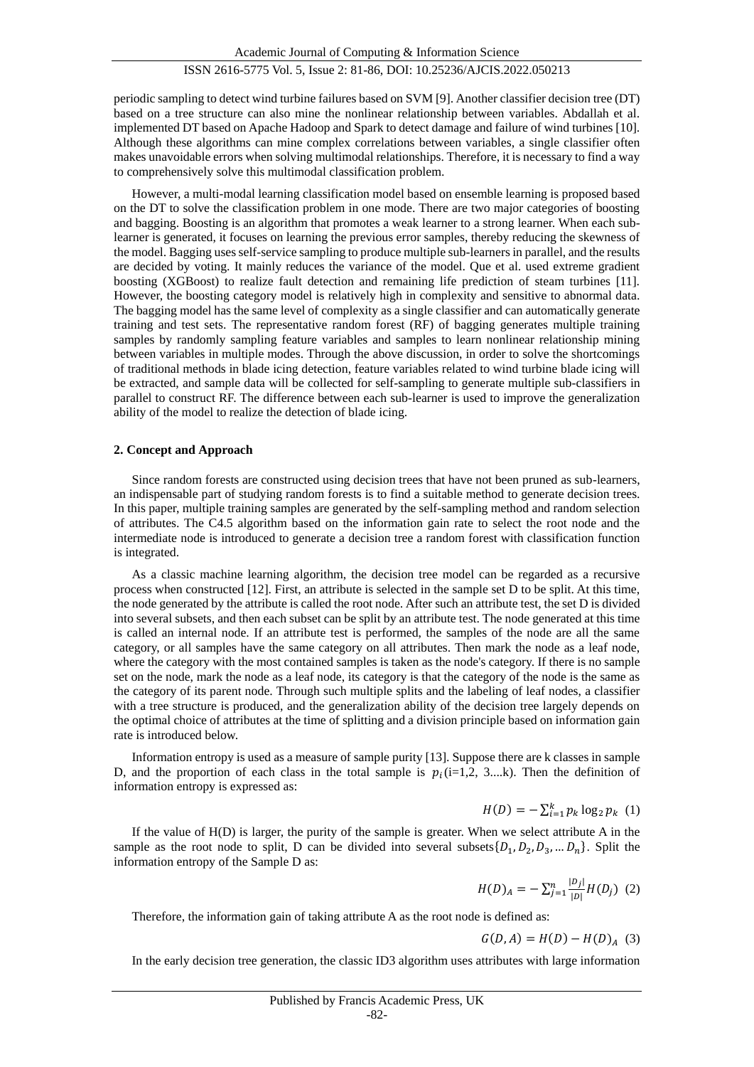periodic sampling to detect wind turbine failures based on SVM [9]. Another classifier decision tree (DT) based on a tree structure can also mine the nonlinear relationship between variables. Abdallah et al. implemented DT based on Apache Hadoop and Spark to detect damage and failure of wind turbines [10]. Although these algorithms can mine complex correlations between variables, a single classifier often makes unavoidable errors when solving multimodal relationships. Therefore, it is necessary to find a way to comprehensively solve this multimodal classification problem.

However, a multi-modal learning classification model based on ensemble learning is proposed based on the DT to solve the classification problem in one mode. There are two major categories of boosting and bagging. Boosting is an algorithm that promotes a weak learner to a strong learner. When each sub-learner is generated, it focuses on learning the previous error samples, thereby reducing the skewness of the model. Bagging uses self-service sampling to produce multiple sub-learners in parallel, and the results are decided by voting. It mainly reduces the variance of the model. Que et al. used extreme gradient boosting (XGBoost) to realize fault detection and remaining life prediction of steam turbines [11]. However, the boosting category model is relatively high in complexity and sensitive to abnormal data. The bagging model has the same level of complexity as a single classifier and can automatically generate training and test sets. The representative random forest (RF) of bagging generates multiple training samples by randomly sampling feature variables and samples to learn nonlinear relationship mining between variables in multiple modes. Through the above discussion, in order to solve the shortcomings of traditional methods in blade icing detection, feature variables related to wind turbine blade icing will be extracted, and sample data will be collected for self-sampling to generate multiple sub-classifiers in parallel to construct RF. The difference between each sub-learner is used to improve the generalization ability of the model to realize the detection of blade icing.

## 2. Concept and Approach

Since random forests are constructed using decision trees that have not been pruned as sub-learners, an indispensable part of studying random forests is to find a suitable method to generate decision trees. In this paper, multiple training samples are generated by the self-sampling method and random selection of attributes. The C4.5 algorithm based on the information gain rate to select the root node and the intermediate node is introduced to generate a decision tree a random forest with classification function is integrated.

As a classic machine learning algorithm, the decision tree model can be regarded as a recursive process when constructed [12]. First, an attribute is selected in the sample set D to be split. At this time, the node generated by the attribute is called the root node. After such an attribute test, the set D is divided into several subsets, and then each subset can be split by an attribute test. The node generated at this time is called an internal node. If an attribute test is performed, the samples of the node are all the same category, or all samples have the same category on all attributes. Then mark the node as a leaf node, where the category with the most contained samples is taken as the node's category. If there is no sample set on the node, mark the node as a leaf node, its category is that the category of the node is the same as the category of its parent node. Through such multiple splits and the labeling of leaf nodes, a classifier with a tree structure is produced, and the generalization ability of the decision tree largely depends on the optimal choice of attributes at the time of splitting and a division principle based on information gain rate is introduced below.

Information entropy is used as a measure of sample purity [13]. Suppose there are k classes in sample D, and the proportion of each class in the total sample is $p_i$(i=1,2, 3....k). Then the definition of information entropy is expressed as:

$$H(D) = -\sum_{i=1}^{k} p_k \log_2 p_k \quad (1)$$

If the value of H(D) is larger, the purity of the sample is greater. When we select attribute A in the sample as the root node to split, D can be divided into several subsets$\{D_1, D_2, D_3, \dots D_n\}$. Split the information entropy of the Sample D as:

$$H(D)_A = -\sum_{j=1}^{n} \frac{|D_j|}{|D|} H(D_j) \quad (2)$$

Therefore, the information gain of taking attribute A as the root node is defined as:

$$G(D, A) = H(D) - H(D)_A \quad (3)$$

In the early decision tree generation, the classic ID3 algorithm uses attributes with large information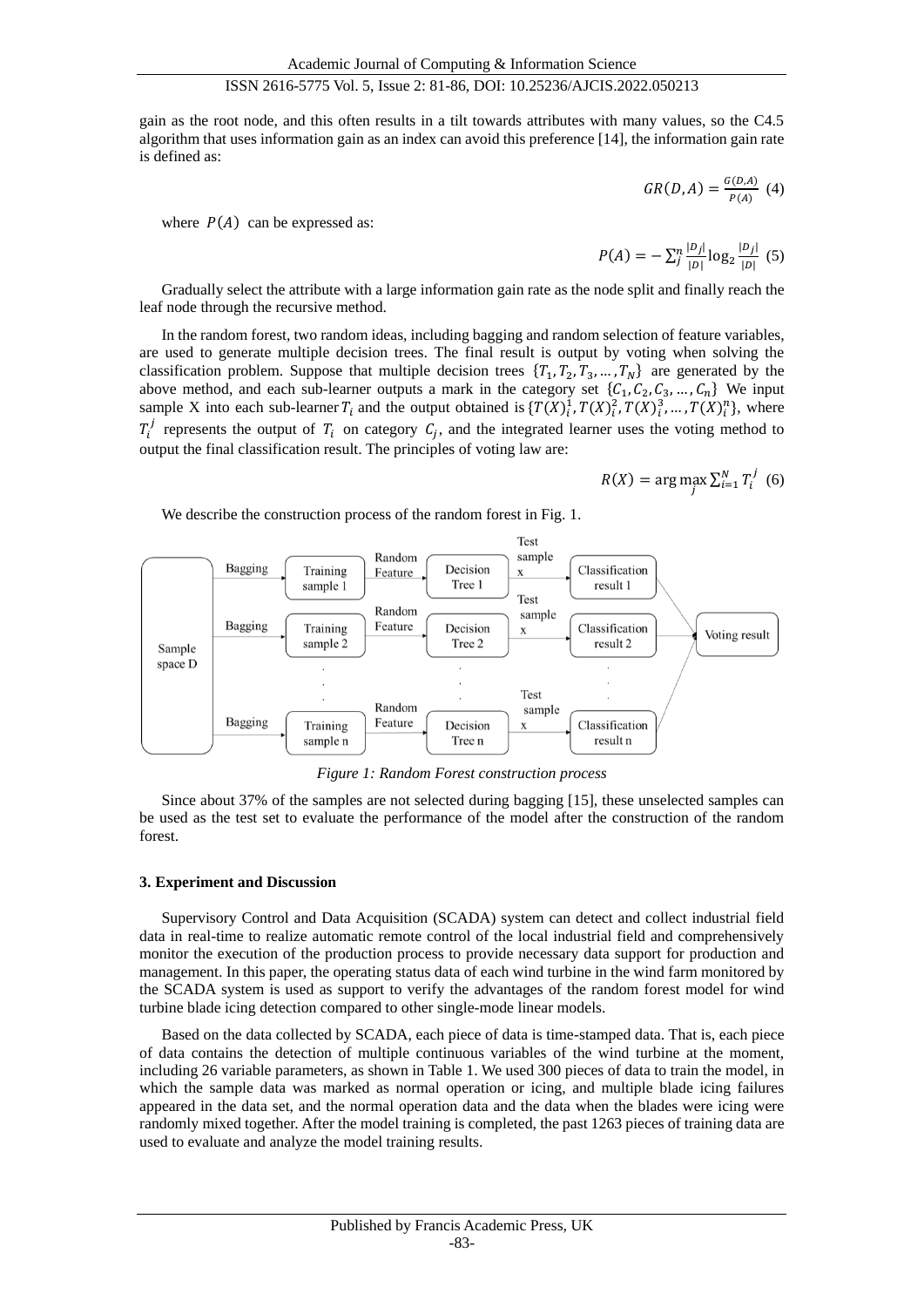gain as the root node, and this often results in a tilt towards attributes with many values, so the C4.5 algorithm that uses information gain as an index can avoid this preference [14], the information gain rate is defined as:

$$GR(D,A) = \frac{G(D,A)}{P(A)} \quad (4)$$

where $P(A)$ can be expressed as:

$$P(A) = -\sum_{j}^{n} \frac{|D_j|}{|D|} \log_2 \frac{|D_j|}{|D|} \quad (5)$$

Gradually select the attribute with a large information gain rate as the node split and finally reach the leaf node through the recursive method.

In the random forest, two random ideas, including bagging and random selection of feature variables, are used to generate multiple decision trees. The final result is output by voting when solving the classification problem. Suppose that multiple decision trees $\{T_1, T_2, T_3, \ldots, T_N\}$ are generated by the above method, and each sub-learner outputs a mark in the category set $\{C_1, C_2, C_3, \ldots, C_n\}$ We input sample X into each sub-learner $T_i$ and the output obtained is $\{T(X)_i^1, T(X)_i^2, T(X)_i^3, \ldots, T(X)_i^n\}$, where $T_i^j$ represents the output of $T_i$ on category $C_j$, and the integrated learner uses the voting method to output the final classification result. The principles of voting law are:

$$R(X) = \arg\max_j \sum_{i=1}^{N} T_i^j \quad (6)$$

We describe the construction process of the random forest in Fig. 1.

*Figure 1: Random Forest construction process*

Since about 37% of the samples are not selected during bagging [15], these unselected samples can be used as the test set to evaluate the performance of the model after the construction of the random forest.

## 3. Experiment and Discussion

Supervisory Control and Data Acquisition (SCADA) system can detect and collect industrial field data in real-time to realize automatic remote control of the local industrial field and comprehensively monitor the execution of the production process to provide necessary data support for production and management. In this paper, the operating status data of each wind turbine in the wind farm monitored by the SCADA system is used as support to verify the advantages of the random forest model for wind turbine blade icing detection compared to other single-mode linear models.

Based on the data collected by SCADA, each piece of data is time-stamped data. That is, each piece of data contains the detection of multiple continuous variables of the wind turbine at the moment, including 26 variable parameters, as shown in Table 1. We used 300 pieces of data to train the model, in which the sample data was marked as normal operation or icing, and multiple blade icing failures appeared in the data set, and the normal operation data and the data when the blades were icing were randomly mixed together. After the model training is completed, the past 1263 pieces of training data are used to evaluate and analyze the model training results.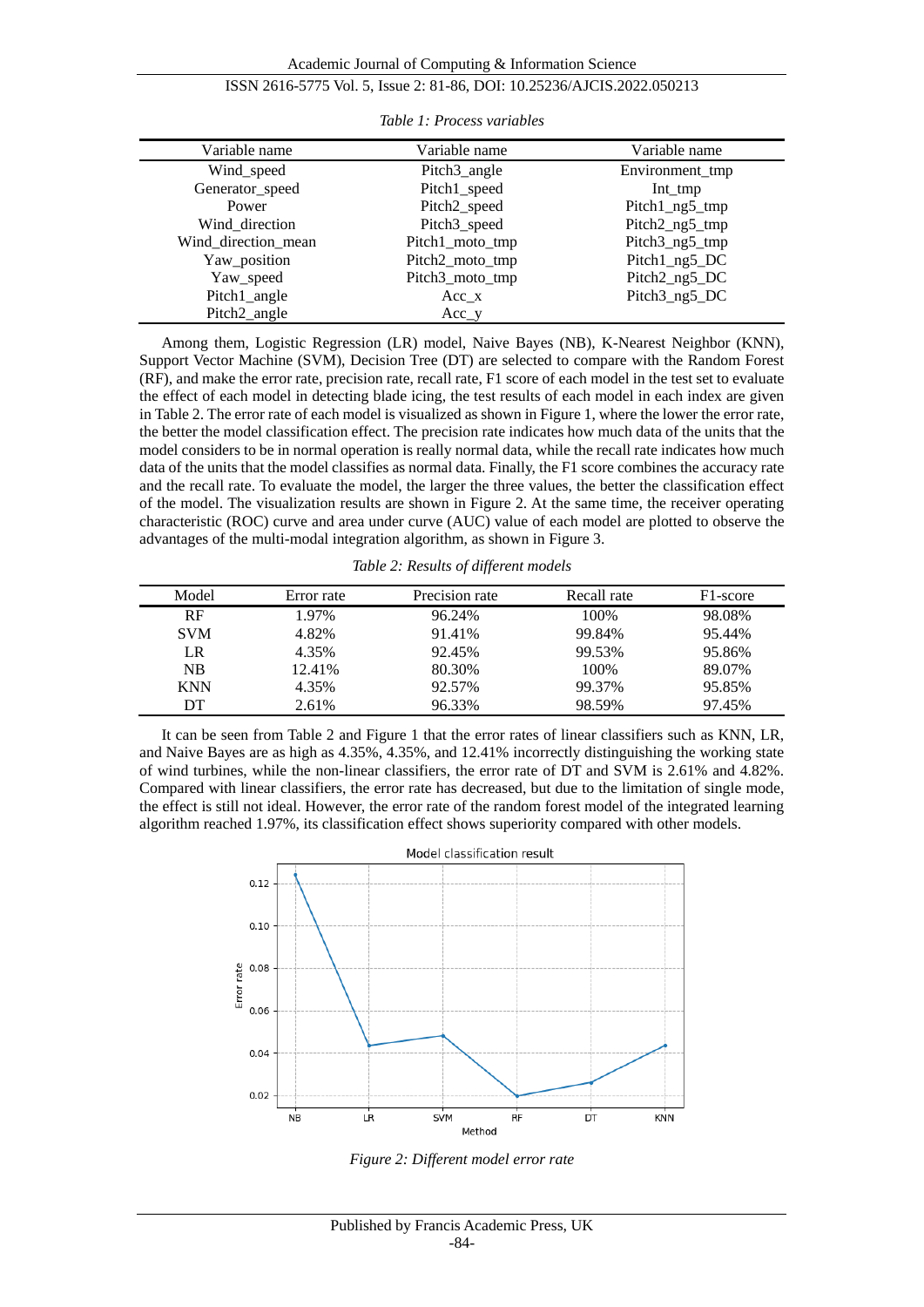*Table 1: Process variables*

| Variable name | Variable name | Variable name |
|---|---|---|
| Wind_speed | Pitch3_angle | Environment_tmp |
| Generator_speed | Pitch1_speed | Int_tmp |
| Power | Pitch2_speed | Pitch1_ng5_tmp |
| Wind_direction | Pitch3_speed | Pitch2_ng5_tmp |
| Wind_direction_mean | Pitch1_moto_tmp | Pitch3_ng5_tmp |
| Yaw_position | Pitch2_moto_tmp | Pitch1_ng5_DC |
| Yaw_speed | Pitch3_moto_tmp | Pitch2_ng5_DC |
| Pitch1_angle | Acc_x | Pitch3_ng5_DC |
| Pitch2_angle | Acc_y | |

Among them, Logistic Regression (LR) model, Naive Bayes (NB), K-Nearest Neighbor (KNN), Support Vector Machine (SVM), Decision Tree (DT) are selected to compare with the Random Forest (RF), and make the error rate, precision rate, recall rate, F1 score of each model in the test set to evaluate the effect of each model in detecting blade icing, the test results of each model in each index are given in Table 2. The error rate of each model is visualized as shown in Figure 1, where the lower the error rate, the better the model classification effect. The precision rate indicates how much data of the units that the model considers to be in normal operation is really normal data, while the recall rate indicates how much data of the units that the model classifies as normal data. Finally, the F1 score combines the accuracy rate and the recall rate. To evaluate the model, the larger the three values, the better the classification effect of the model. The visualization results are shown in Figure 2. At the same time, the receiver operating characteristic (ROC) curve and area under curve (AUC) value of each model are plotted to observe the advantages of the multi-modal integration algorithm, as shown in Figure 3.

*Table 2: Results of different models*

| Model | Error rate | Precision rate | Recall rate | F1-score |
|---|---|---|---|---|
| RF | 1.97% | 96.24% | 100% | 98.08% |
| SVM | 4.82% | 91.41% | 99.84% | 95.44% |
| LR | 4.35% | 92.45% | 99.53% | 95.86% |
| NB | 12.41% | 80.30% | 100% | 89.07% |
| KNN | 4.35% | 92.57% | 99.37% | 95.85% |
| DT | 2.61% | 96.33% | 98.59% | 97.45% |

It can be seen from Table 2 and Figure 1 that the error rates of linear classifiers such as KNN, LR, and Naive Bayes are as high as 4.35%, 4.35%, and 12.41% incorrectly distinguishing the working state of wind turbines, while the non-linear classifiers, the error rate of DT and SVM is 2.61% and 4.82%. Compared with linear classifiers, the error rate has decreased, but due to the limitation of single mode, the effect is still not ideal. However, the error rate of the random forest model of the integrated learning algorithm reached 1.97%, its classification effect shows superiority compared with other models.

*Figure 2: Different model error rate*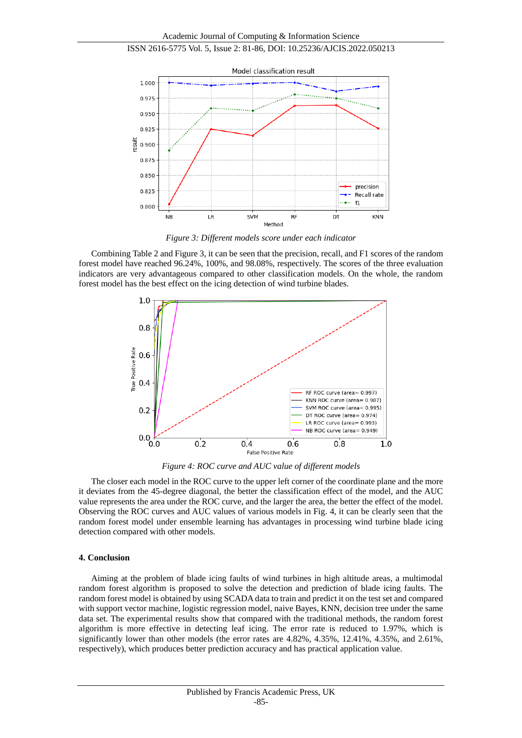*Figure 3: Different models score under each indicator*

Combining Table 2 and Figure 3, it can be seen that the precision, recall, and F1 scores of the random forest model have reached 96.24%, 100%, and 98.08%, respectively. The scores of the three evaluation indicators are very advantageous compared to other classification models. On the whole, the random forest model has the best effect on the icing detection of wind turbine blades.

*Figure 4: ROC curve and AUC value of different models*

The closer each model in the ROC curve to the upper left corner of the coordinate plane and the more it deviates from the 45-degree diagonal, the better the classification effect of the model, and the AUC value represents the area under the ROC curve, and the larger the area, the better the effect of the model. Observing the ROC curves and AUC values of various models in Fig. 4, it can be clearly seen that the random forest model under ensemble learning has advantages in processing wind turbine blade icing detection compared with other models.

## 4. Conclusion

Aiming at the problem of blade icing faults of wind turbines in high altitude areas, a multimodal random forest algorithm is proposed to solve the detection and prediction of blade icing faults. The random forest model is obtained by using SCADA data to train and predict it on the test set and compared with support vector machine, logistic regression model, naive Bayes, KNN, decision tree under the same data set. The experimental results show that compared with the traditional methods, the random forest algorithm is more effective in detecting leaf icing. The error rate is reduced to 1.97%, which is significantly lower than other models (the error rates are 4.82%, 4.35%, 12.41%, 4.35%, and 2.61%, respectively), which produces better prediction accuracy and has practical application value.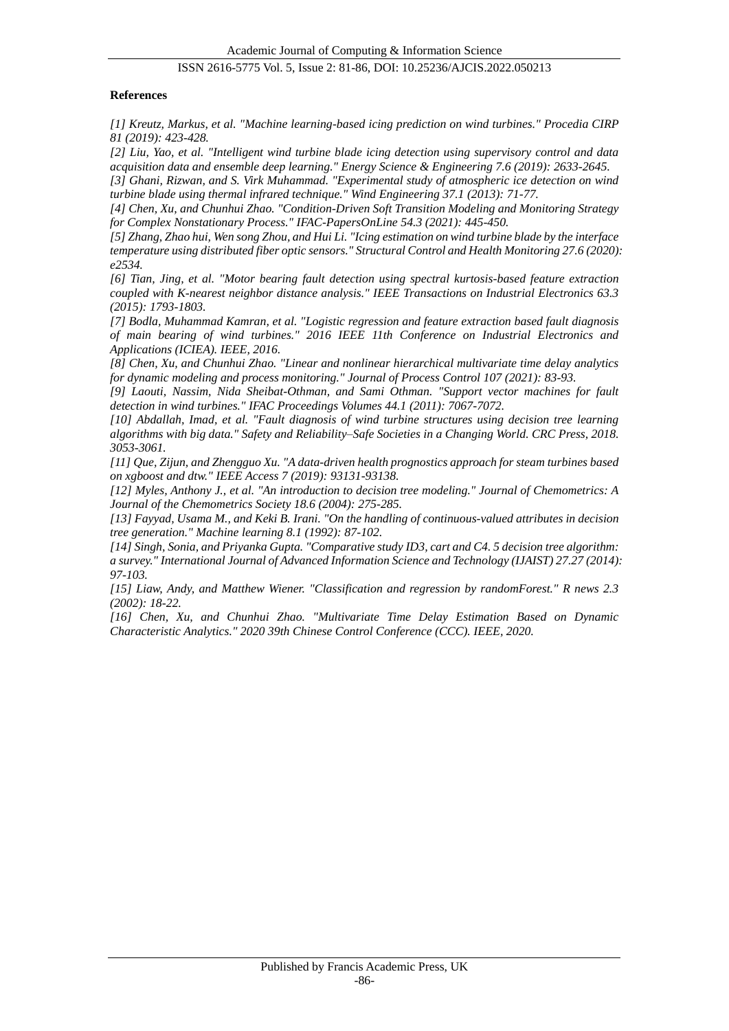**References**

*[1] Kreutz, Markus, et al. "Machine learning-based icing prediction on wind turbines." Procedia CIRP 81 (2019): 423-428.*

*[2] Liu, Yao, et al. "Intelligent wind turbine blade icing detection using supervisory control and data acquisition data and ensemble deep learning." Energy Science & Engineering 7.6 (2019): 2633-2645.*

*[3] Ghani, Rizwan, and S. Virk Muhammad. "Experimental study of atmospheric ice detection on wind turbine blade using thermal infrared technique." Wind Engineering 37.1 (2013): 71-77.*

*[4] Chen, Xu, and Chunhui Zhao. "Condition-Driven Soft Transition Modeling and Monitoring Strategy for Complex Nonstationary Process." IFAC-PapersOnLine 54.3 (2021): 445-450.*

*[5] Zhang, Zhao hui, Wen song Zhou, and Hui Li. "Icing estimation on wind turbine blade by the interface temperature using distributed fiber optic sensors." Structural Control and Health Monitoring 27.6 (2020): e2534.*

*[6] Tian, Jing, et al. "Motor bearing fault detection using spectral kurtosis-based feature extraction coupled with K-nearest neighbor distance analysis." IEEE Transactions on Industrial Electronics 63.3 (2015): 1793-1803.*

*[7] Bodla, Muhammad Kamran, et al. "Logistic regression and feature extraction based fault diagnosis of main bearing of wind turbines." 2016 IEEE 11th Conference on Industrial Electronics and Applications (ICIEA). IEEE, 2016.*

*[8] Chen, Xu, and Chunhui Zhao. "Linear and nonlinear hierarchical multivariate time delay analytics for dynamic modeling and process monitoring." Journal of Process Control 107 (2021): 83-93.*

*[9] Laouti, Nassim, Nida Sheibat-Othman, and Sami Othman. "Support vector machines for fault detection in wind turbines." IFAC Proceedings Volumes 44.1 (2011): 7067-7072.*

*[10] Abdallah, Imad, et al. "Fault diagnosis of wind turbine structures using decision tree learning algorithms with big data." Safety and Reliability–Safe Societies in a Changing World. CRC Press, 2018. 3053-3061.*

*[11] Que, Zijun, and Zhengguo Xu. "A data-driven health prognostics approach for steam turbines based on xgboost and dtw." IEEE Access 7 (2019): 93131-93138.*

*[12] Myles, Anthony J., et al. "An introduction to decision tree modeling." Journal of Chemometrics: A Journal of the Chemometrics Society 18.6 (2004): 275-285.*

*[13] Fayyad, Usama M., and Keki B. Irani. "On the handling of continuous-valued attributes in decision tree generation." Machine learning 8.1 (1992): 87-102.*

*[14] Singh, Sonia, and Priyanka Gupta. "Comparative study ID3, cart and C4. 5 decision tree algorithm: a survey." International Journal of Advanced Information Science and Technology (IJAIST) 27.27 (2014): 97-103.*

*[15] Liaw, Andy, and Matthew Wiener. "Classification and regression by randomForest." R news 2.3 (2002): 18-22.*

*[16] Chen, Xu, and Chunhui Zhao. "Multivariate Time Delay Estimation Based on Dynamic Characteristic Analytics." 2020 39th Chinese Control Conference (CCC). IEEE, 2020.*